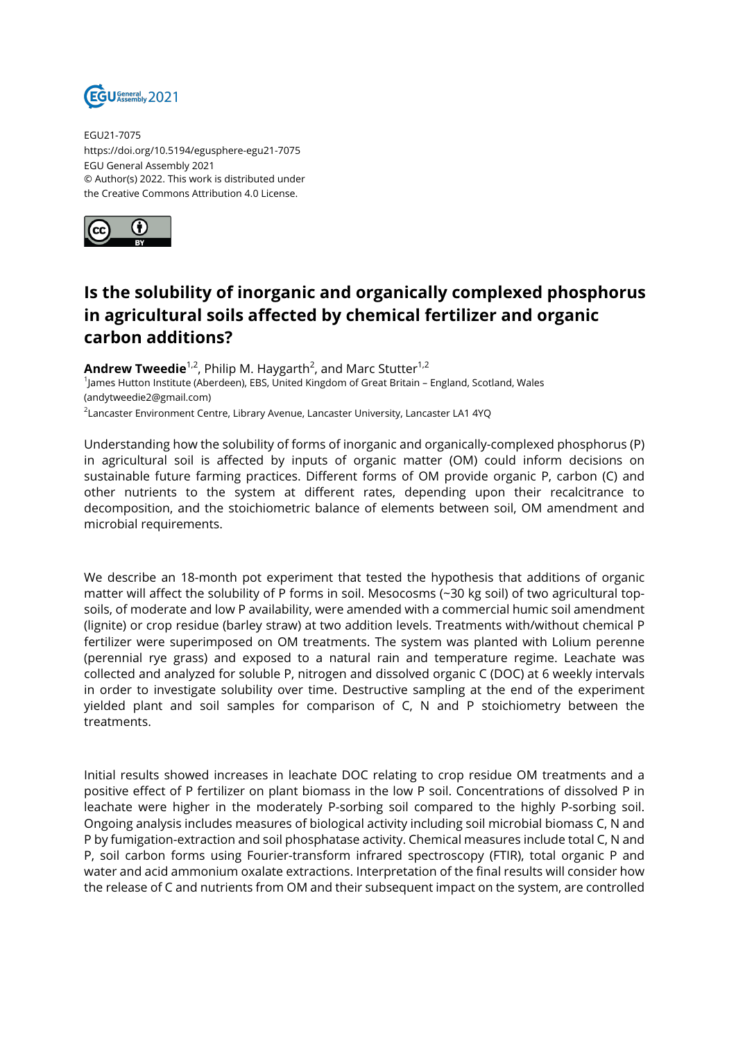EGU21-7075
https://doi.org/10.5194/egusphere-egu21-7075
EGU General Assembly 2021
© Author(s) 2022. This work is distributed under
the Creative Commons Attribution 4.0 License.

# Is the solubility of inorganic and organically complexed phosphorus in agricultural soils affected by chemical fertilizer and organic carbon additions?

**Andrew Tweedie**[1,2], Philip M. Haygarth[2], and Marc Stutter[1,2]

[1]James Hutton Institute (Aberdeen), EBS, United Kingdom of Great Britain – England, Scotland, Wales (andytweedie2@gmail.com)

[2]Lancaster Environment Centre, Library Avenue, Lancaster University, Lancaster LA1 4YQ

Understanding how the solubility of forms of inorganic and organically-complexed phosphorus (P) in agricultural soil is affected by inputs of organic matter (OM) could inform decisions on sustainable future farming practices. Different forms of OM provide organic P, carbon (C) and other nutrients to the system at different rates, depending upon their recalcitrance to decomposition, and the stoichiometric balance of elements between soil, OM amendment and microbial requirements.

We describe an 18-month pot experiment that tested the hypothesis that additions of organic matter will affect the solubility of P forms in soil. Mesocosms (~30 kg soil) of two agricultural top-soils, of moderate and low P availability, were amended with a commercial humic soil amendment (lignite) or crop residue (barley straw) at two addition levels. Treatments with/without chemical P fertilizer were superimposed on OM treatments. The system was planted with Lolium perenne (perennial rye grass) and exposed to a natural rain and temperature regime. Leachate was collected and analyzed for soluble P, nitrogen and dissolved organic C (DOC) at 6 weekly intervals in order to investigate solubility over time. Destructive sampling at the end of the experiment yielded plant and soil samples for comparison of C, N and P stoichiometry between the treatments.

Initial results showed increases in leachate DOC relating to crop residue OM treatments and a positive effect of P fertilizer on plant biomass in the low P soil. Concentrations of dissolved P in leachate were higher in the moderately P-sorbing soil compared to the highly P-sorbing soil. Ongoing analysis includes measures of biological activity including soil microbial biomass C, N and P by fumigation-extraction and soil phosphatase activity. Chemical measures include total C, N and P, soil carbon forms using Fourier-transform infrared spectroscopy (FTIR), total organic P and water and acid ammonium oxalate extractions. Interpretation of the final results will consider how the release of C and nutrients from OM and their subsequent impact on the system, are controlled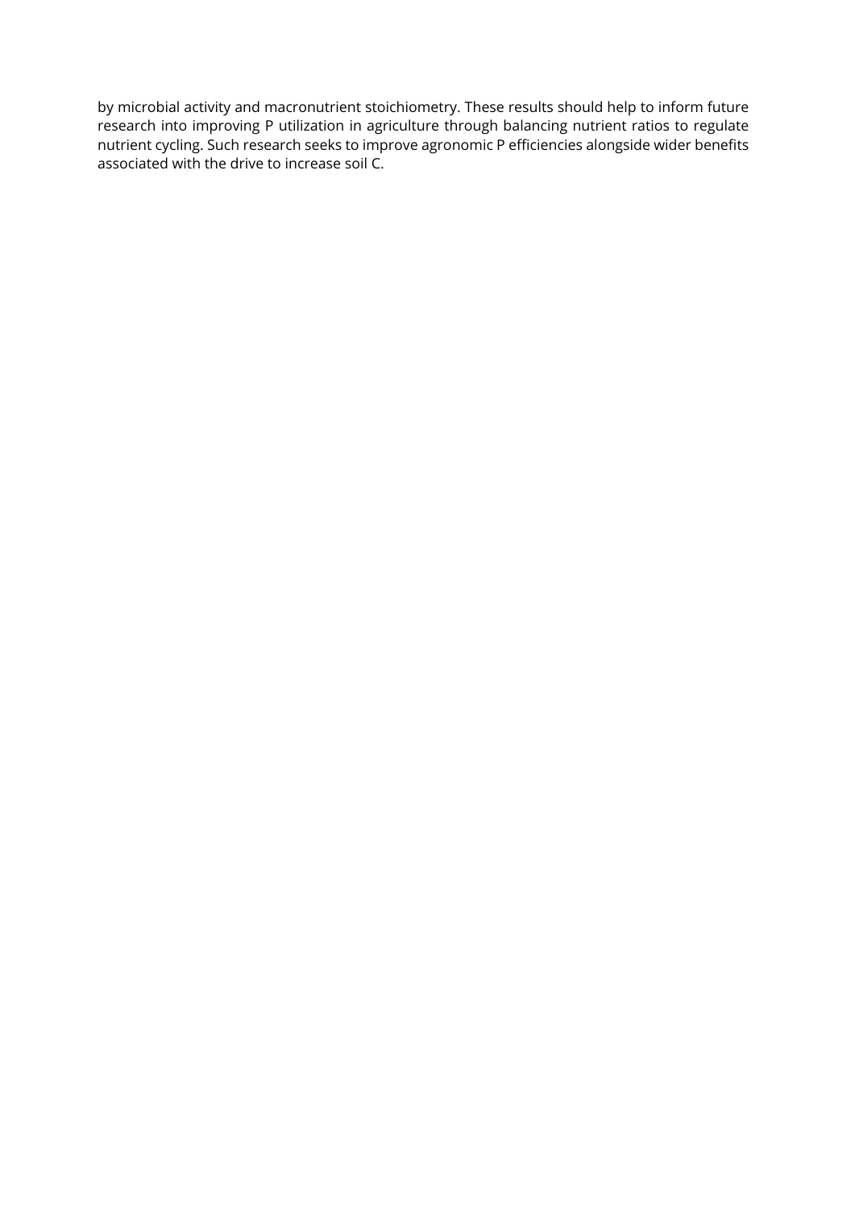by microbial activity and macronutrient stoichiometry. These results should help to inform future research into improving P utilization in agriculture through balancing nutrient ratios to regulate nutrient cycling. Such research seeks to improve agronomic P efficiencies alongside wider benefits associated with the drive to increase soil C.